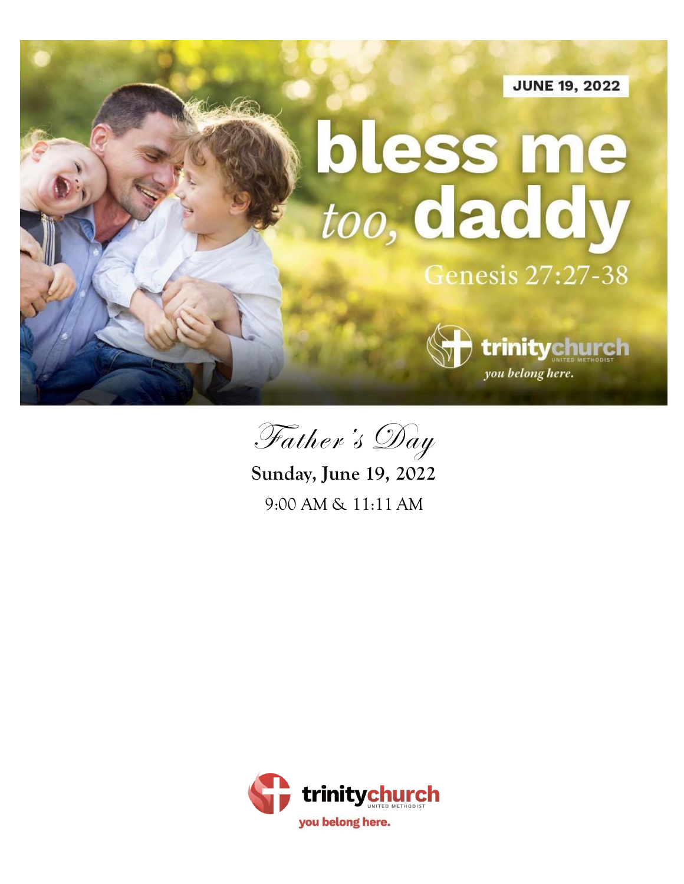JUNE 19, 2022

# bless me *too,* daddy

Genesis 27:27-38

trinitychurch UNITED METHODIST
*you belong here.*

*Father's Day*

**Sunday, June 19, 2022**

9:00 AM & 11:11 AM

trinitychurch UNITED METHODIST
you belong here.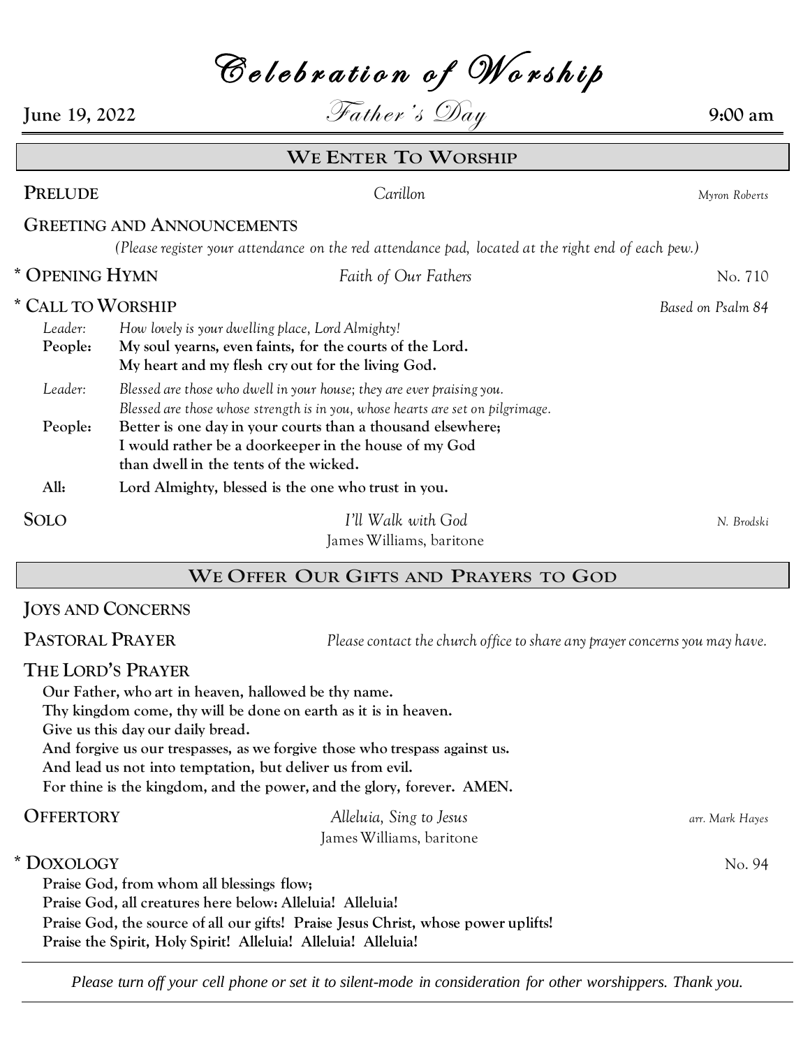# Celebration of Worship

**June 19, 2022** — *Father's Day* — **9:00 am**

## WE ENTER TO WORSHIP

**PRELUDE** — *Carillon* — *Myron Roberts*

**GREETING AND ANNOUNCEMENTS**

*(Please register your attendance on the red attendance pad, located at the right end of each pew.)*

**\* OPENING HYMN** — *Faith of Our Fathers* — No. 710

**\* CALL TO WORSHIP** — *Based on Psalm 84*

*Leader:* *How lovely is your dwelling place, Lord Almighty!*
**People: My soul yearns, even faints, for the courts of the Lord.**
**My heart and my flesh cry out for the living God.**

*Leader:* *Blessed are those who dwell in your house; they are ever praising you.*
*Blessed are those whose strength is in you, whose hearts are set on pilgrimage.*
**People: Better is one day in your courts than a thousand elsewhere;**
**I would rather be a doorkeeper in the house of my God**
**than dwell in the tents of the wicked.**

**All: Lord Almighty, blessed is the one who trust in you.**

**SOLO** — *I'll Walk with God* — *N. Brodski*
James Williams, baritone

## WE OFFER OUR GIFTS AND PRAYERS TO GOD

**JOYS AND CONCERNS**

**PASTORAL PRAYER** — *Please contact the church office to share any prayer concerns you may have.*

**THE LORD'S PRAYER**

**Our Father, who art in heaven, hallowed be thy name.**
**Thy kingdom come, thy will be done on earth as it is in heaven.**
**Give us this day our daily bread.**
**And forgive us our trespasses, as we forgive those who trespass against us.**
**And lead us not into temptation, but deliver us from evil.**
**For thine is the kingdom, and the power, and the glory, forever. AMEN.**

**OFFERTORY** — *Alleluia, Sing to Jesus* — *arr. Mark Hayes*
James Williams, baritone

**\* DOXOLOGY** — No. 94

**Praise God, from whom all blessings flow;**
**Praise God, all creatures here below: Alleluia! Alleluia!**
**Praise God, the source of all our gifts! Praise Jesus Christ, whose power uplifts!**
**Praise the Spirit, Holy Spirit! Alleluia! Alleluia! Alleluia!**

---

*Please turn off your cell phone or set it to silent-mode in consideration for other worshippers. Thank you.*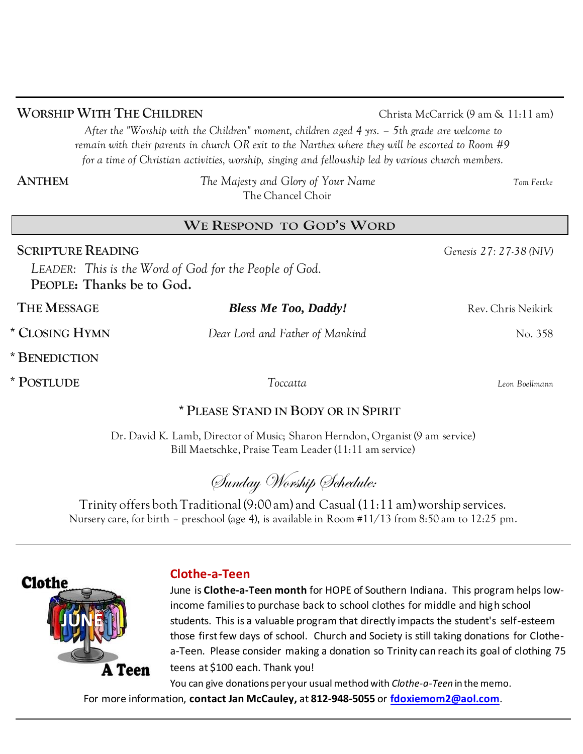**WORSHIP WITH THE CHILDREN** Christa McCarrick (9 am & 11:11 am)

*After the "Worship with the Children" moment, children aged 4 yrs. – 5th grade are welcome to remain with their parents in church OR exit to the Narthex where they will be escorted to Room #9 for a time of Christian activities, worship, singing and fellowship led by various church members.*

**ANTHEM** *The Majesty and Glory of Your Name* *Tom Fettke*
The Chancel Choir

## WE RESPOND TO GOD'S WORD

**SCRIPTURE READING** *Genesis 27: 27-38 (NIV)*

*LEADER: This is the Word of God for the People of God.*
**PEOPLE: Thanks be to God.**

**THE MESSAGE** ***Bless Me Too, Daddy!*** Rev. Chris Neikirk

* **CLOSING HYMN** *Dear Lord and Father of Mankind* No. 358

* **BENEDICTION**

* **POSTLUDE** *Toccatta* *Leon Boellmann*

**\* PLEASE STAND IN BODY OR IN SPIRIT**

Dr. David K. Lamb, Director of Music; Sharon Herndon, Organist (9 am service)
Bill Maetschke, Praise Team Leader (11:11 am service)

## *Sunday Worship Schedule:*

Trinity offers both Traditional (9:00 am) and Casual (11:11 am) worship services.
Nursery care, for birth – preschool (age 4), is available in Room #11/13 from 8:50 am to 12:25 pm.

---

Clothe JUNE A Teen

### Clothe-a-Teen

June is **Clothe-a-Teen month** for HOPE of Southern Indiana. This program helps low-income families to purchase back to school clothes for middle and high school students. This is a valuable program that directly impacts the student's self-esteem those first few days of school. Church and Society is still taking donations for Clothe-a-Teen. Please consider making a donation so Trinity can reach its goal of clothing 75 teens at $100 each. Thank you!

You can give donations per your usual method with *Clothe-a-Teen* in the memo.

For more information, **contact Jan McCauley,** at **812-948-5055** or **fdoxiemom2@aol.com**.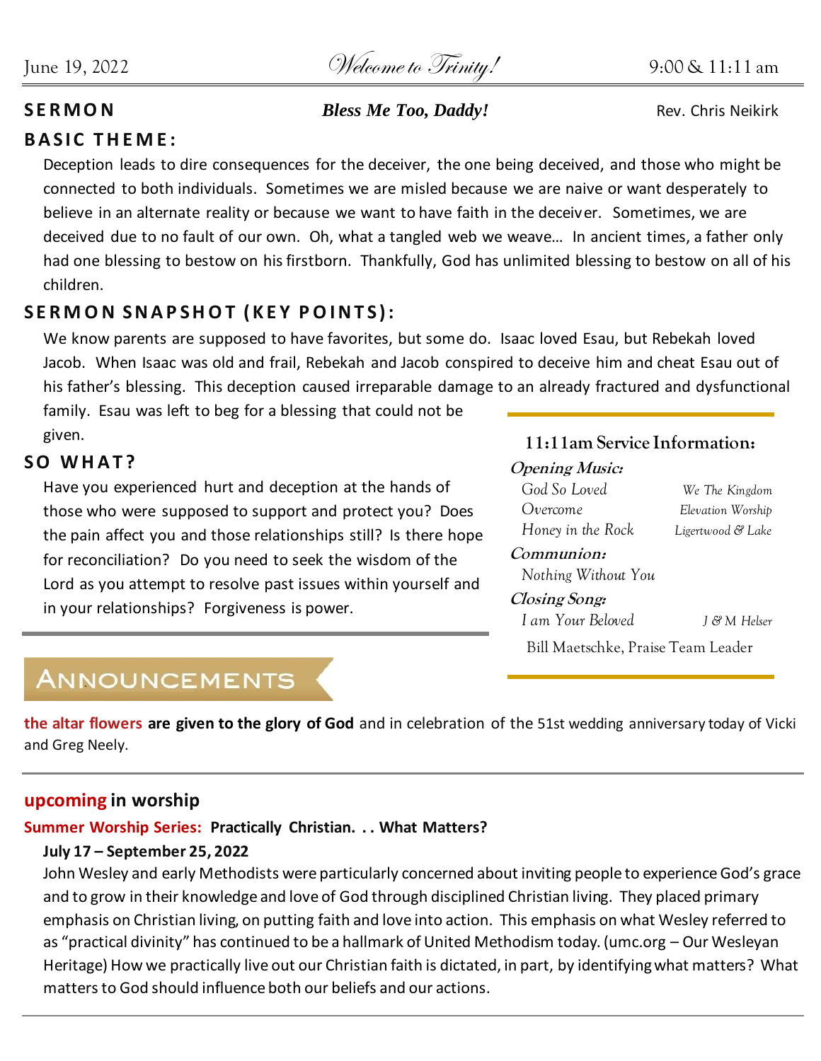June 19, 2022 — *Welcome to Trinity!* — 9:00 & 11:11 am

## SERMON

***Bless Me Too, Daddy!*** — Rev. Chris Neikirk

### BASIC THEME:

Deception leads to dire consequences for the deceiver, the one being deceived, and those who might be connected to both individuals. Sometimes we are misled because we are naive or want desperately to believe in an alternate reality or because we want to have faith in the deceiver. Sometimes, we are deceived due to no fault of our own. Oh, what a tangled web we weave… In ancient times, a father only had one blessing to bestow on his firstborn. Thankfully, God has unlimited blessing to bestow on all of his children.

### SERMON SNAPSHOT (KEY POINTS):

We know parents are supposed to have favorites, but some do. Isaac loved Esau, but Rebekah loved Jacob. When Isaac was old and frail, Rebekah and Jacob conspired to deceive him and cheat Esau out of his father's blessing. This deception caused irreparable damage to an already fractured and dysfunctional family. Esau was left to beg for a blessing that could not be given.

### SO WHAT?

Have you experienced hurt and deception at the hands of those who were supposed to support and protect you? Does the pain affect you and those relationships still? Is there hope for reconciliation? Do you need to seek the wisdom of the Lord as you attempt to resolve past issues within yourself and in your relationships? Forgiveness is power.

### 11:11am Service Information:

***Opening Music:***

| | |
|---|---|
| *God So Loved* | *We The Kingdom* |
| *Overcome* | *Elevation Worship* |
| *Honey in the Rock* | *Ligertwood & Lake* |

***Communion:***

*Nothing Without You*

***Closing Song:***

*I am Your Beloved* — *J & M Helser*

Bill Maetschke, Praise Team Leader

## ANNOUNCEMENTS

**the altar flowers are given to the glory of God** and in celebration of the 51st wedding anniversary today of Vicki and Greg Neely.

### upcoming in worship

**Summer Worship Series: Practically Christian. . . What Matters?**

**July 17 – September 25, 2022**

John Wesley and early Methodists were particularly concerned about inviting people to experience God's grace and to grow in their knowledge and love of God through disciplined Christian living. They placed primary emphasis on Christian living, on putting faith and love into action. This emphasis on what Wesley referred to as "practical divinity" has continued to be a hallmark of United Methodism today. (umc.org – Our Wesleyan Heritage) How we practically live out our Christian faith is dictated, in part, by identifying what matters? What matters to God should influence both our beliefs and our actions.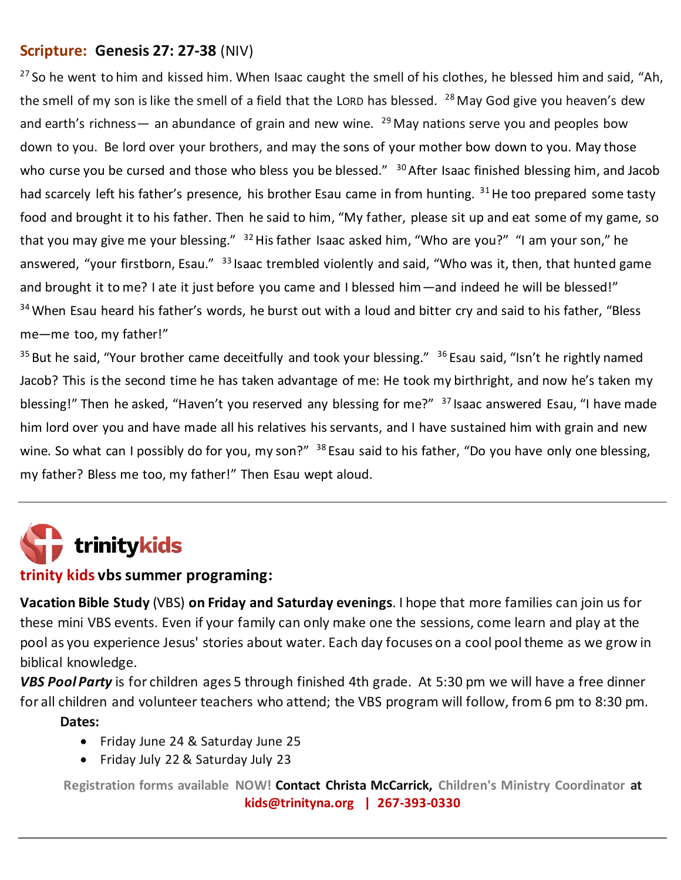## Scripture: Genesis 27: 27-38 (NIV)

[27] So he went to him and kissed him. When Isaac caught the smell of his clothes, he blessed him and said, "Ah, the smell of my son is like the smell of a field that the LORD has blessed. [28] May God give you heaven's dew and earth's richness— an abundance of grain and new wine. [29] May nations serve you and peoples bow down to you. Be lord over your brothers, and may the sons of your mother bow down to you. May those who curse you be cursed and those who bless you be blessed." [30] After Isaac finished blessing him, and Jacob had scarcely left his father's presence, his brother Esau came in from hunting. [31] He too prepared some tasty food and brought it to his father. Then he said to him, "My father, please sit up and eat some of my game, so that you may give me your blessing." [32] His father Isaac asked him, "Who are you?" "I am your son," he answered, "your firstborn, Esau." [33] Isaac trembled violently and said, "Who was it, then, that hunted game and brought it to me? I ate it just before you came and I blessed him—and indeed he will be blessed!" [34] When Esau heard his father's words, he burst out with a loud and bitter cry and said to his father, "Bless me—me too, my father!"

[35] But he said, "Your brother came deceitfully and took your blessing." [36] Esau said, "Isn't he rightly named Jacob? This is the second time he has taken advantage of me: He took my birthright, and now he's taken my blessing!" Then he asked, "Haven't you reserved any blessing for me?" [37] Isaac answered Esau, "I have made him lord over you and have made all his relatives his servants, and I have sustained him with grain and new wine. So what can I possibly do for you, my son?" [38] Esau said to his father, "Do you have only one blessing, my father? Bless me too, my father!" Then Esau wept aloud.

---

**trinitykids**

### trinity kids vbs summer programing:

**Vacation Bible Study** (VBS) **on Friday and Saturday evenings**. I hope that more families can join us for these mini VBS events. Even if your family can only make one the sessions, come learn and play at the pool as you experience Jesus' stories about water. Each day focuses on a cool pool theme as we grow in biblical knowledge.

***VBS Pool Party*** is for children ages 5 through finished 4th grade. At 5:30 pm we will have a free dinner for all children and volunteer teachers who attend; the VBS program will follow, from 6 pm to 8:30 pm.

**Dates:**

- Friday June 24 & Saturday June 25
- Friday July 22 & Saturday July 23

Registration forms available NOW! **Contact Christa McCarrick,** Children's Ministry Coordinator **at kids@trinityna.org | 267-393-0330**

---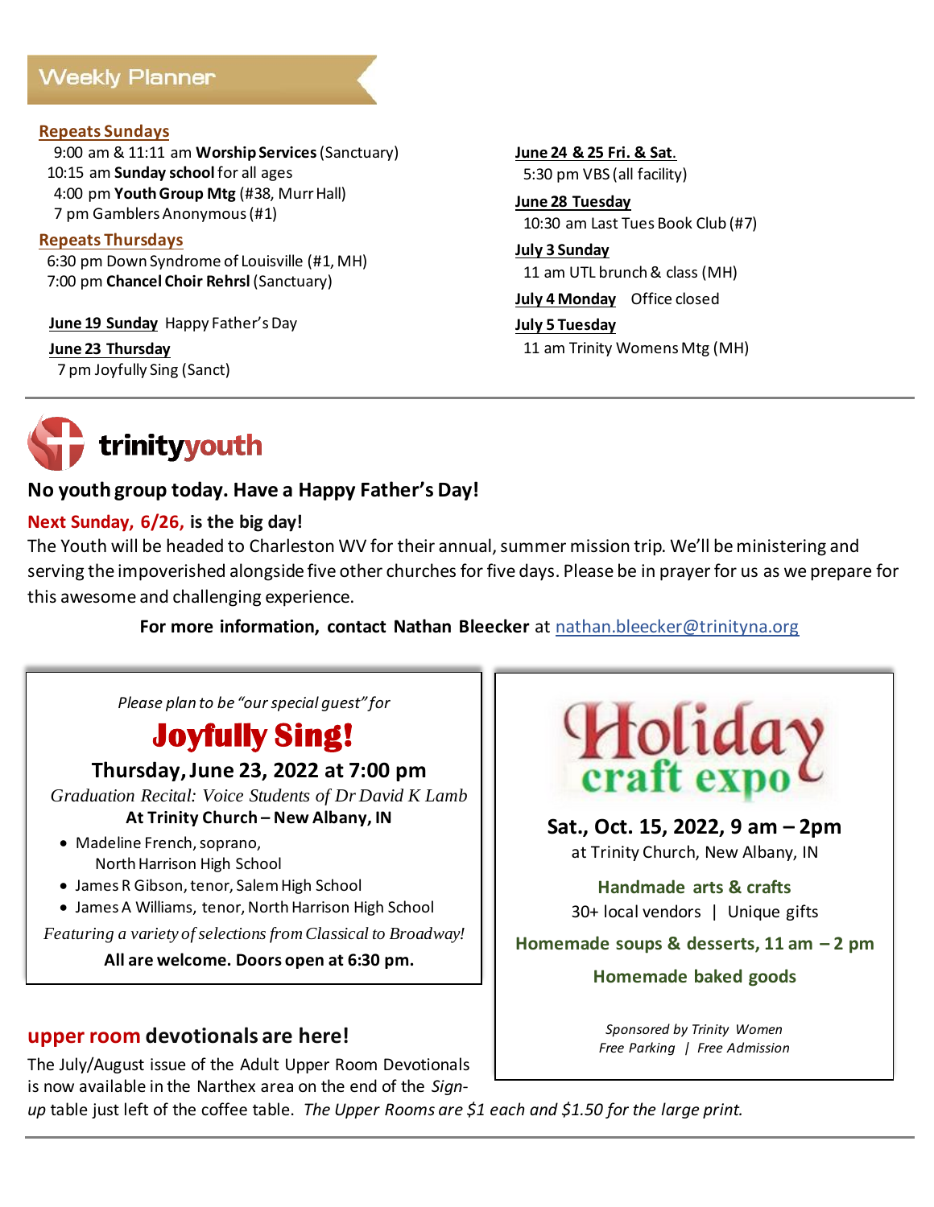## Weekly Planner

**Repeats Sundays**

9:00 am & 11:11 am **Worship Services** (Sanctuary)
10:15 am **Sunday school** for all ages
4:00 pm **Youth Group Mtg** (#38, Murr Hall)
7 pm Gamblers Anonymous (#1)

**Repeats Thursdays**

6:30 pm Down Syndrome of Louisville (#1, MH)
7:00 pm **Chancel Choir Rehrsl** (Sanctuary)

**June 19 Sunday** Happy Father's Day

**June 23 Thursday**
7 pm Joyfully Sing (Sanct)

**June 24 & 25 Fri. & Sat.**
5:30 pm VBS (all facility)

**June 28 Tuesday**
10:30 am Last Tues Book Club (#7)

**July 3 Sunday**
11 am UTL brunch & class (MH)

**July 4 Monday** Office closed

**July 5 Tuesday**
11 am Trinity Womens Mtg (MH)

---

## trinityyouth

### No youth group today. Have a Happy Father's Day!

**Next Sunday, 6/26, is the big day!**

The Youth will be headed to Charleston WV for their annual, summer mission trip. We'll be ministering and serving the impoverished alongside five other churches for five days. Please be in prayer for us as we prepare for this awesome and challenging experience.

**For more information, contact Nathan Bleecker** at nathan.bleecker@trinityna.org

---

*Please plan to be "our special guest" for*

## Joyfully Sing!

**Thursday, June 23, 2022 at 7:00 pm**

*Graduation Recital: Voice Students of Dr David K Lamb*

**At Trinity Church – New Albany, IN**

- Madeline French, soprano, North Harrison High School
- James R Gibson, tenor, Salem High School
- James A Williams, tenor, North Harrison High School

*Featuring a variety of selections from Classical to Broadway!*

**All are welcome. Doors open at 6:30 pm.**

---

## Holiday craft expo

**Sat., Oct. 15, 2022, 9 am – 2pm**
at Trinity Church, New Albany, IN

**Handmade arts & crafts**
30+ local vendors | Unique gifts

**Homemade soups & desserts, 11 am – 2 pm**

**Homemade baked goods**

*Sponsored by Trinity Women*
*Free Parking | Free Admission*

---

## upper room devotionals are here!

The July/August issue of the Adult Upper Room Devotionals is now available in the Narthex area on the end of the *Sign-up* table just left of the coffee table. *The Upper Rooms are $1 each and $1.50 for the large print.*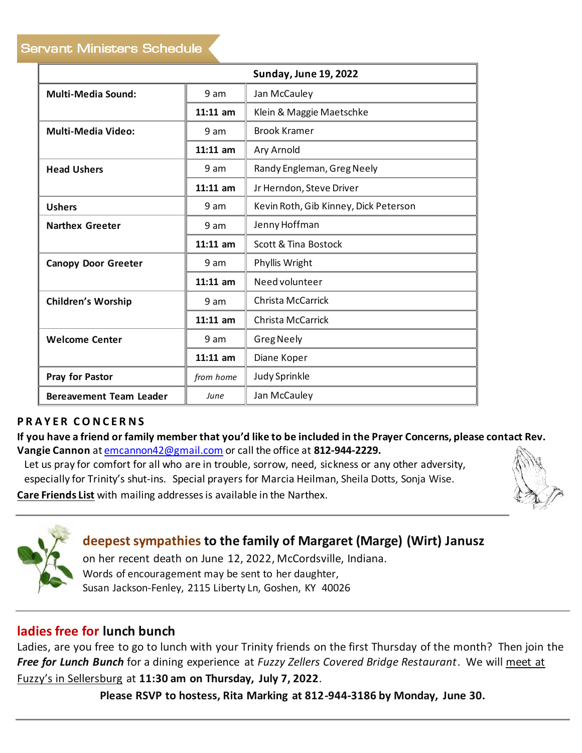## Servant Ministers Schedule

| Sunday, June 19, 2022 | | |
|---|---|---|
| **Multi-Media Sound:** | 9 am | Jan McCauley |
| | **11:11 am** | Klein & Maggie Maetschke |
| **Multi-Media Video:** | 9 am | Brook Kramer |
| | **11:11 am** | Ary Arnold |
| **Head Ushers** | 9 am | Randy Engleman, Greg Neely |
| | **11:11 am** | Jr Herndon, Steve Driver |
| **Ushers** | 9 am | Kevin Roth, Gib Kinney, Dick Peterson |
| **Narthex Greeter** | 9 am | Jenny Hoffman |
| | **11:11 am** | Scott & Tina Bostock |
| **Canopy Door Greeter** | 9 am | Phyllis Wright |
| | **11:11 am** | Need volunteer |
| **Children's Worship** | 9 am | Christa McCarrick |
| | **11:11 am** | Christa McCarrick |
| **Welcome Center** | 9 am | Greg Neely |
| | **11:11 am** | Diane Koper |
| **Pray for Pastor** | *from home* | Judy Sprinkle |
| **Bereavement Team Leader** | *June* | Jan McCauley |

## PRAYER CONCERNS

**If you have a friend or family member that you'd like to be included in the Prayer Concerns, please contact Rev. Vangie Cannon** at emcannon42@gmail.com or call the office at **812-944-2229.**

Let us pray for comfort for all who are in trouble, sorrow, need, sickness or any other adversity, especially for Trinity's shut-ins. Special prayers for Marcia Heilman, Sheila Dotts, Sonja Wise.

**Care Friends List** with mailing addresses is available in the Narthex.

---

### deepest sympathies to the family of Margaret (Marge) (Wirt) Janusz

on her recent death on June 12, 2022, McCordsville, Indiana.
Words of encouragement may be sent to her daughter,
Susan Jackson-Fenley, 2115 Liberty Ln, Goshen, KY 40026

---

### ladies free for lunch bunch

Ladies, are you free to go to lunch with your Trinity friends on the first Thursday of the month? Then join the ***Free for Lunch Bunch*** for a dining experience at *Fuzzy Zellers Covered Bridge Restaurant*. We will meet at Fuzzy's in Sellersburg at **11:30 am on Thursday, July 7, 2022**.

**Please RSVP to hostess, Rita Marking at 812-944-3186 by Monday, June 30.**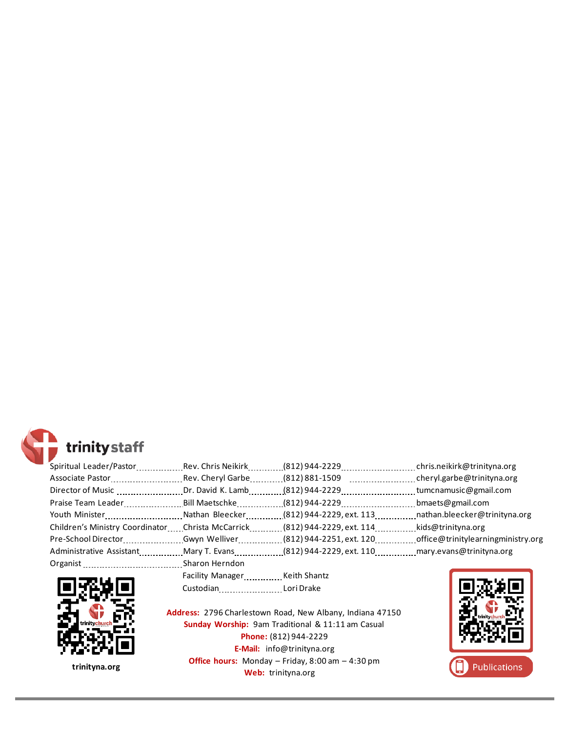## trinitystaff

| | | | |
|---|---|---|---|
| Spiritual Leader/Pastor | Rev. Chris Neikirk | (812) 944-2229 | chris.neikirk@trinityna.org |
| Associate Pastor | Rev. Cheryl Garbe | (812) 881-1509 | cheryl.garbe@trinityna.org |
| Director of Music | Dr. David K. Lamb | (812) 944-2229 | tumcnamusic@gmail.com |
| Praise Team Leader | Bill Maetschke | (812) 944-2229 | bmaets@gmail.com |
| Youth Minister | Nathan Bleecker | (812) 944-2229, ext. 113 | nathan.bleecker@trinityna.org |
| Children's Ministry Coordinator | Christa McCarrick | (812) 944-2229, ext. 114 | kids@trinityna.org |
| Pre-School Director | Gwyn Welliver | (812) 944-2251, ext. 120 | office@trinitylearningministry.org |
| Administrative Assistant | Mary T. Evans | (812) 944-2229, ext. 110 | mary.evans@trinityna.org |
| Organist | Sharon Herndon | | |
| | Facility Manager | Keith Shantz | |
| | Custodian | Lori Drake | |

trinityna.org

**Address:** 2796 Charlestown Road, New Albany, Indiana 47150
**Sunday Worship:** 9am Traditional & 11:11 am Casual
**Phone:** (812) 944-2229
**E-Mail:** info@trinityna.org
**Office hours:** Monday – Friday, 8:00 am – 4:30 pm
**Web:** trinityna.org

Publications